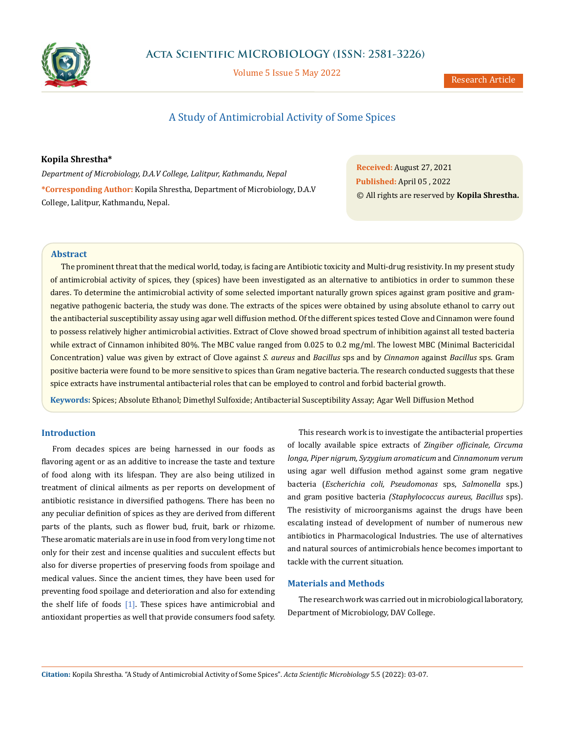# A Study of Antimicrobial Activity of Some Spices

**Kopila Shrestha***

*Department of Microbiology, D.A.V College, Lalitpur, Kathmandu, Nepal*

***Corresponding Author:** Kopila Shrestha, Department of Microbiology, D.A.V College, Lalitpur, Kathmandu, Nepal.

**Received:** August 27, 2021
**Published:** April 05 , 2022
© All rights are reserved by **Kopila Shrestha.**

## Abstract

The prominent threat that the medical world, today, is facing are Antibiotic toxicity and Multi-drug resistivity. In my present study of antimicrobial activity of spices, they (spices) have been investigated as an alternative to antibiotics in order to summon these dares. To determine the antimicrobial activity of some selected important naturally grown spices against gram positive and gram-negative pathogenic bacteria, the study was done. The extracts of the spices were obtained by using absolute ethanol to carry out the antibacterial susceptibility assay using agar well diffusion method. Of the different spices tested Clove and Cinnamon were found to possess relatively higher antimicrobial activities. Extract of Clove showed broad spectrum of inhibition against all tested bacteria while extract of Cinnamon inhibited 80%. The MBC value ranged from 0.025 to 0.2 mg/ml. The lowest MBC (Minimal Bactericidal Concentration) value was given by extract of Clove against *S. aureus* and *Bacillus* sps and by *Cinnamon* against *Bacillus* sps. Gram positive bacteria were found to be more sensitive to spices than Gram negative bacteria. The research conducted suggests that these spice extracts have instrumental antibacterial roles that can be employed to control and forbid bacterial growth.

**Keywords:** Spices; Absolute Ethanol; Dimethyl Sulfoxide; Antibacterial Susceptibility Assay; Agar Well Diffusion Method

## Introduction

From decades spices are being harnessed in our foods as flavoring agent or as an additive to increase the taste and texture of food along with its lifespan. They are also being utilized in treatment of clinical ailments as per reports on development of antibiotic resistance in diversified pathogens. There has been no any peculiar definition of spices as they are derived from different parts of the plants, such as flower bud, fruit, bark or rhizome. These aromatic materials are in use in food from very long time not only for their zest and incense qualities and succulent effects but also for diverse properties of preserving foods from spoilage and medical values. Since the ancient times, they have been used for preventing food spoilage and deterioration and also for extending the shelf life of foods [1]. These spices have antimicrobial and antioxidant properties as well that provide consumers food safety.

This research work is to investigate the antibacterial properties of locally available spice extracts of *Zingiber officinale, Circuma longa, Piper nigrum, Syzygium aromaticum* and *Cinnamonum verum* using agar well diffusion method against some gram negative bacteria (*Escherichia coli, Pseudomonas* sps, *Salmonella* sps.) and gram positive bacteria *(Staphylococcus aureus, Bacillus* sps). The resistivity of microorganisms against the drugs have been escalating instead of development of number of numerous new antibiotics in Pharmacological Industries. The use of alternatives and natural sources of antimicrobials hence becomes important to tackle with the current situation.

## Materials and Methods

The research work was carried out in microbiological laboratory, Department of Microbiology, DAV College.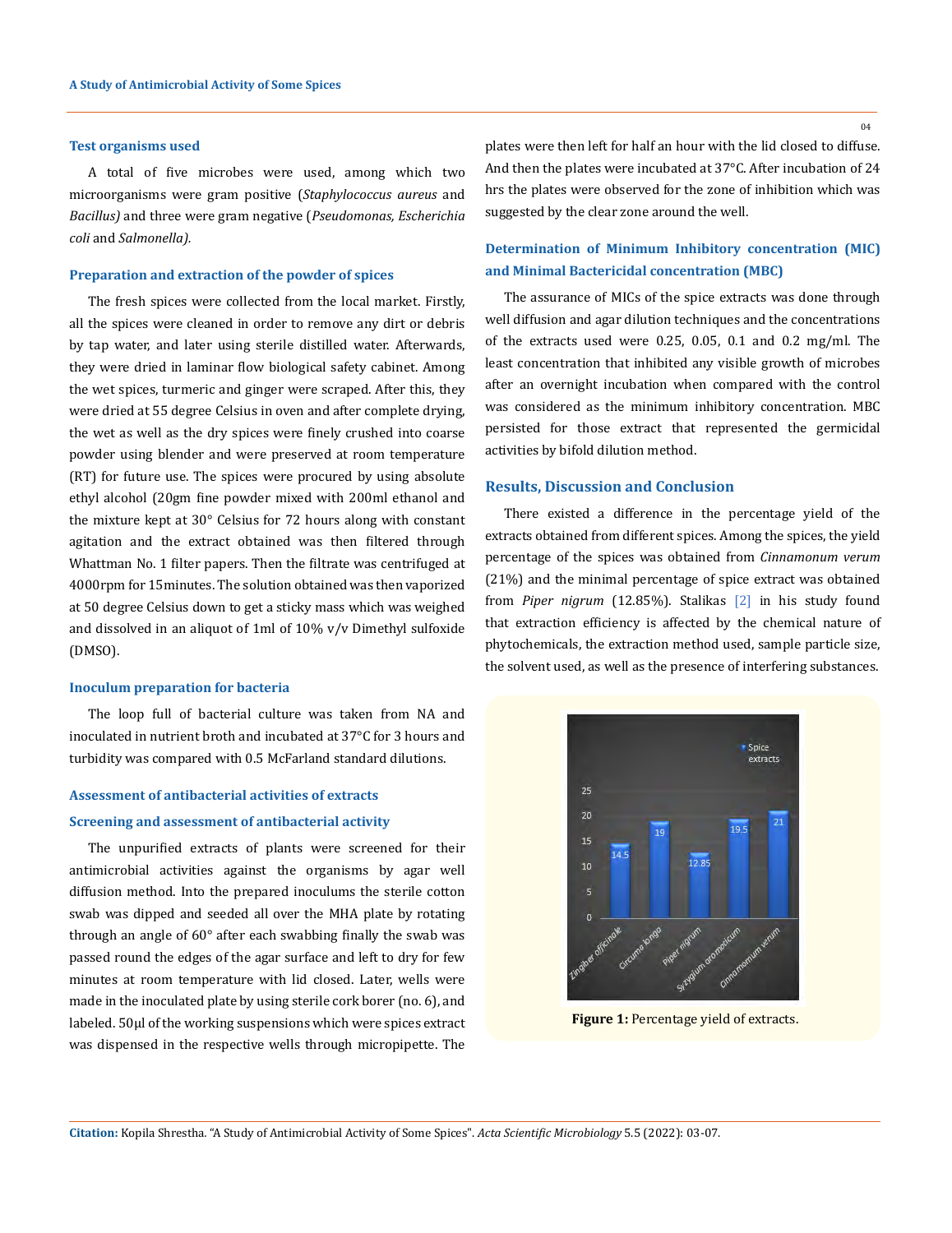#### Test organisms used

A total of five microbes were used, among which two microorganisms were gram positive (*Staphylococcus aureus* and *Bacillus)* and three were gram negative (*Pseudomonas, Escherichia coli* and *Salmonella).*

#### Preparation and extraction of the powder of spices

The fresh spices were collected from the local market. Firstly, all the spices were cleaned in order to remove any dirt or debris by tap water, and later using sterile distilled water. Afterwards, they were dried in laminar flow biological safety cabinet. Among the wet spices, turmeric and ginger were scraped. After this, they were dried at 55 degree Celsius in oven and after complete drying, the wet as well as the dry spices were finely crushed into coarse powder using blender and were preserved at room temperature (RT) for future use. The spices were procured by using absolute ethyl alcohol (20gm fine powder mixed with 200ml ethanol and the mixture kept at 30° Celsius for 72 hours along with constant agitation and the extract obtained was then filtered through Whattman No. 1 filter papers. Then the filtrate was centrifuged at 4000rpm for 15minutes. The solution obtained was then vaporized at 50 degree Celsius down to get a sticky mass which was weighed and dissolved in an aliquot of 1ml of 10% v/v Dimethyl sulfoxide (DMSO).

#### Inoculum preparation for bacteria

The loop full of bacterial culture was taken from NA and inoculated in nutrient broth and incubated at 37°C for 3 hours and turbidity was compared with 0.5 McFarland standard dilutions.

#### Assessment of antibacterial activities of extracts

#### Screening and assessment of antibacterial activity

The unpurified extracts of plants were screened for their antimicrobial activities against the organisms by agar well diffusion method. Into the prepared inoculums the sterile cotton swab was dipped and seeded all over the MHA plate by rotating through an angle of 60° after each swabbing finally the swab was passed round the edges of the agar surface and left to dry for few minutes at room temperature with lid closed. Later, wells were made in the inoculated plate by using sterile cork borer (no. 6), and labeled. 50μl of the working suspensions which were spices extract was dispensed in the respective wells through micropipette. The plates were then left for half an hour with the lid closed to diffuse. And then the plates were incubated at 37°C. After incubation of 24 hrs the plates were observed for the zone of inhibition which was suggested by the clear zone around the well.

#### Determination of Minimum Inhibitory concentration (MIC) and Minimal Bactericidal concentration (MBC)

The assurance of MICs of the spice extracts was done through well diffusion and agar dilution techniques and the concentrations of the extracts used were 0.25, 0.05, 0.1 and 0.2 mg/ml. The least concentration that inhibited any visible growth of microbes after an overnight incubation when compared with the control was considered as the minimum inhibitory concentration. MBC persisted for those extract that represented the germicidal activities by bifold dilution method.

### Results, Discussion and Conclusion

There existed a difference in the percentage yield of the extracts obtained from different spices. Among the spices, the yield percentage of the spices was obtained from *Cinnamonum verum* (21%) and the minimal percentage of spice extract was obtained from *Piper nigrum* (12.85%). Stalikas [2] in his study found that extraction efficiency is affected by the chemical nature of phytochemicals, the extraction method used, sample particle size, the solvent used, as well as the presence of interfering substances.

| Spice | Spice extracts (% yield) |
|---|---|
| Zingiber officinale | 14.5 |
| Circuma longa | 19 |
| Piper nigrum | 12.85 |
| Syzygium aromaticum | 19.5 |
| Cinnamomum verum | 21 |

**Figure 1:** Percentage yield of extracts.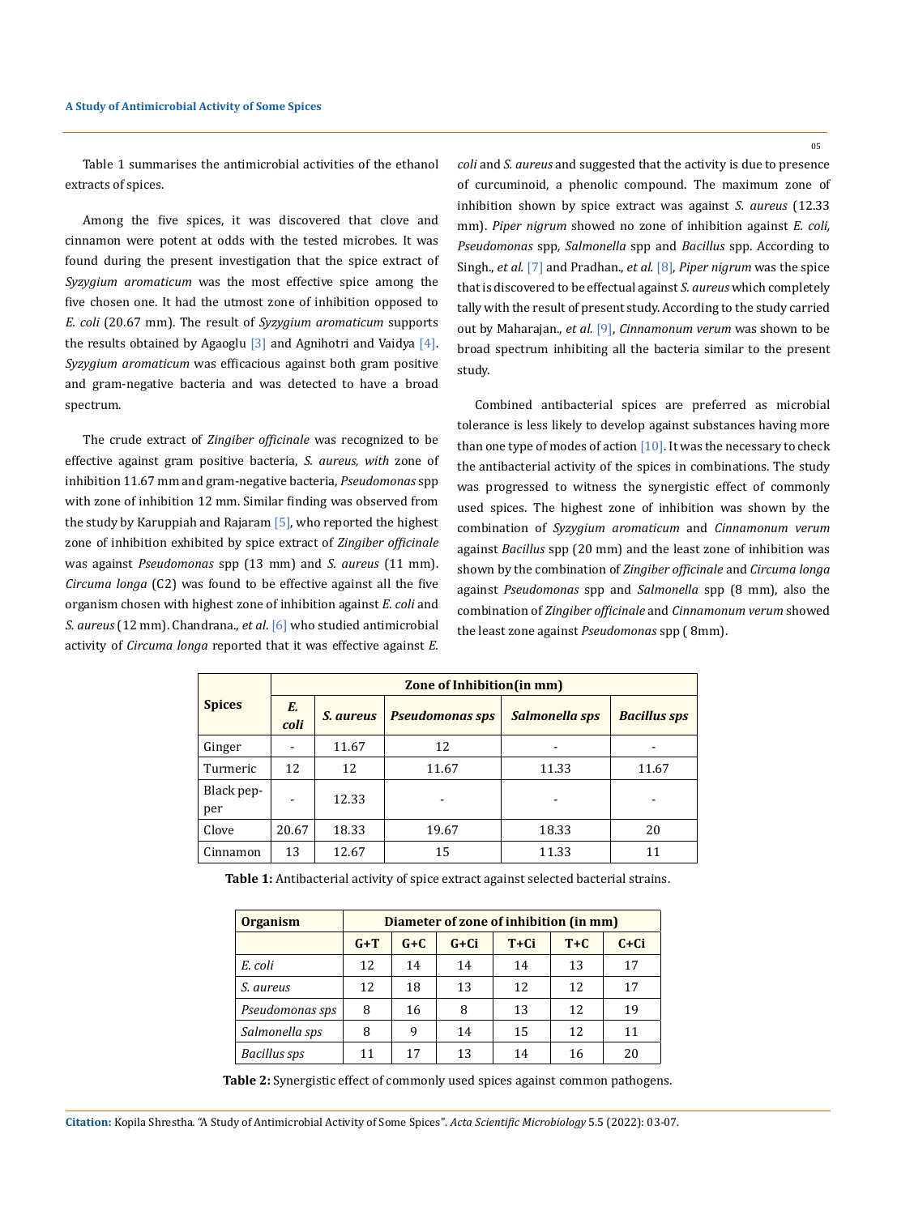Table 1 summarises the antimicrobial activities of the ethanol extracts of spices.

Among the five spices, it was discovered that clove and cinnamon were potent at odds with the tested microbes. It was found during the present investigation that the spice extract of *Syzygium aromaticum* was the most effective spice among the five chosen one. It had the utmost zone of inhibition opposed to *E. coli* (20.67 mm). The result of *Syzygium aromaticum* supports the results obtained by Agaoglu [3] and Agnihotri and Vaidya [4]. *Syzygium aromaticum* was efficacious against both gram positive and gram-negative bacteria and was detected to have a broad spectrum.

The crude extract of *Zingiber officinale* was recognized to be effective against gram positive bacteria, *S. aureus, with* zone of inhibition 11.67 mm and gram-negative bacteria, *Pseudomonas* spp with zone of inhibition 12 mm. Similar finding was observed from the study by Karuppiah and Rajaram [5], who reported the highest zone of inhibition exhibited by spice extract of *Zingiber officinale* was against *Pseudomonas* spp (13 mm) and *S. aureus* (11 mm). *Circuma longa* (C2) was found to be effective against all the five organism chosen with highest zone of inhibition against *E. coli* and *S. aureus* (12 mm). Chandrana., *et al*. [6] who studied antimicrobial activity of *Circuma longa* reported that it was effective against *E. coli* and *S. aureus* and suggested that the activity is due to presence of curcuminoid, a phenolic compound. The maximum zone of inhibition shown by spice extract was against *S. aureus* (12.33 mm). *Piper nigrum* showed no zone of inhibition against *E. coli, Pseudomonas* spp, *Salmonella* spp and *Bacillus* spp. According to Singh., *et al.* [7] and Pradhan., *et al.* [8], *Piper nigrum* was the spice that is discovered to be effectual against *S. aureus* which completely tally with the result of present study. According to the study carried out by Maharajan., *et al.* [9], *Cinnamonum verum* was shown to be broad spectrum inhibiting all the bacteria similar to the present study.

Combined antibacterial spices are preferred as microbial tolerance is less likely to develop against substances having more than one type of modes of action [10]. It was the necessary to check the antibacterial activity of the spices in combinations. The study was progressed to witness the synergistic effect of commonly used spices. The highest zone of inhibition was shown by the combination of *Syzygium aromaticum* and *Cinnamonum verum* against *Bacillus* spp (20 mm) and the least zone of inhibition was shown by the combination of *Zingiber officinale* and *Circuma longa* against *Pseudomonas* spp and *Salmonella* spp (8 mm), also the combination of *Zingiber officinale* and *Cinnamonum verum* showed the least zone against *Pseudomonas* spp ( 8mm).

| Spices | Zone of Inhibition(in mm) | | | | |
|---|---|---|---|---|---|
| | *E. coli* | *S. aureus* | *Pseudomonas sps* | *Salmonella sps* | *Bacillus sps* |
| Ginger | - | 11.67 | 12 | - | - |
| Tumeric | 12 | 12 | 11.67 | 11.33 | 11.67 |
| Black pepper | - | 12.33 | - | - | - |
| Clove | 20.67 | 18.33 | 19.67 | 18.33 | 20 |
| Cinnamon | 13 | 12.67 | 15 | 11.33 | 11 |

**Table 1:** Antibacterial activity of spice extract against selected bacterial strains.

| Organism | Diameter of zone of inhibition (in mm) | | | | | |
|---|---|---|---|---|---|---|
| | G+T | G+C | G+Ci | T+Ci | T+C | C+Ci |
| *E. coli* | 12 | 14 | 14 | 14 | 13 | 17 |
| *S. aureus* | 12 | 18 | 13 | 12 | 12 | 17 |
| *Pseudomonas sps* | 8 | 16 | 8 | 13 | 12 | 19 |
| *Salmonella sps* | 8 | 9 | 14 | 15 | 12 | 11 |
| *Bacillus sps* | 11 | 17 | 13 | 14 | 16 | 20 |

**Table 2:** Synergistic effect of commonly used spices against common pathogens.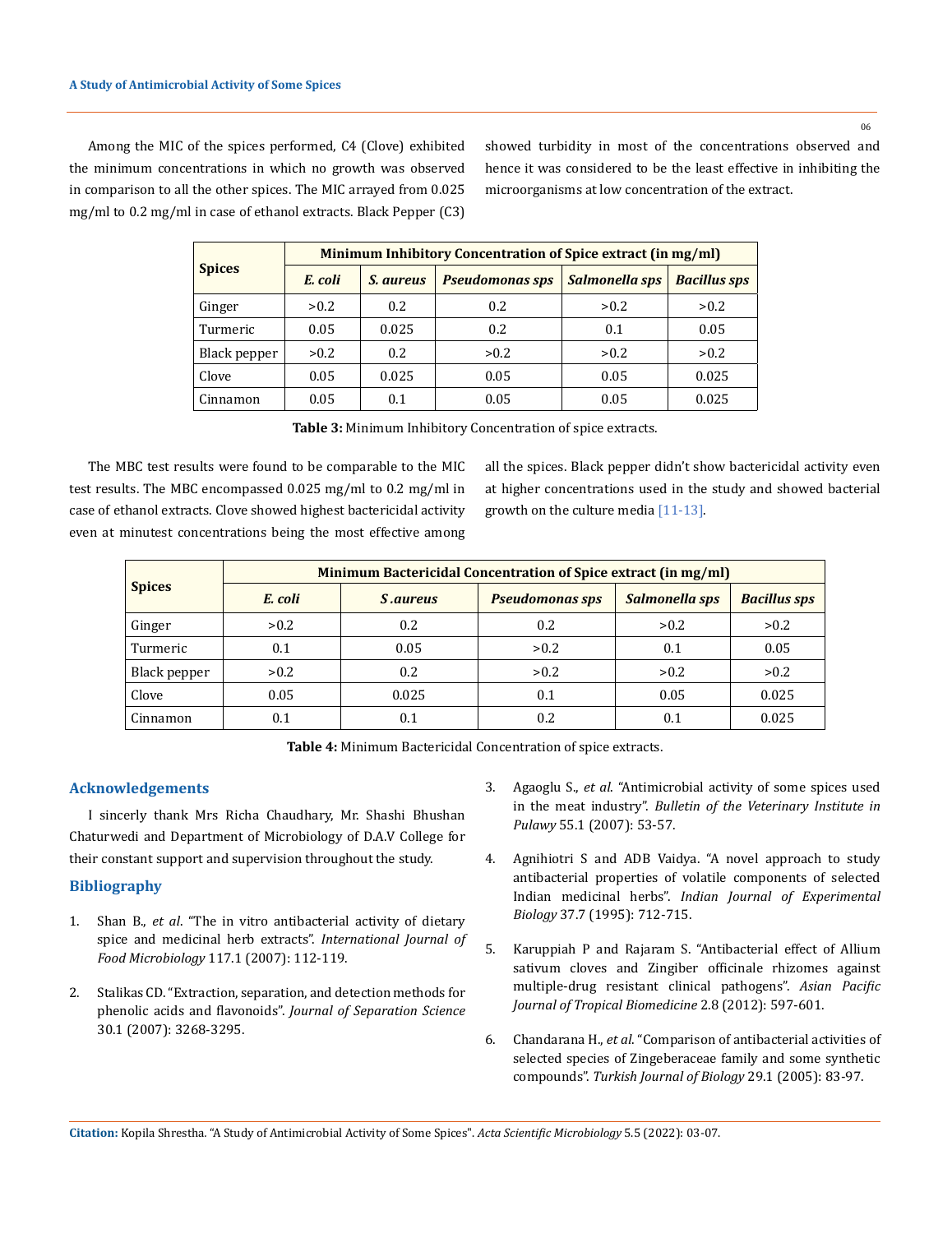Among the MIC of the spices performed, C4 (Clove) exhibited the minimum concentrations in which no growth was observed in comparison to all the other spices. The MIC arrayed from 0.025 mg/ml to 0.2 mg/ml in case of ethanol extracts. Black Pepper (C3) showed turbidity in most of the concentrations observed and hence it was considered to be the least effective in inhibiting the microorganisms at low concentration of the extract.

| Spices | Minimum Inhibitory Concentration of Spice extract (in mg/ml) | | | | |
|---|---|---|---|---|---|
| | *E. coli* | *S. aureus* | *Pseudomonas sps* | *Salmonella sps* | *Bacillus sps* |
| Ginger | >0.2 | 0.2 | 0.2 | >0.2 | >0.2 |
| Turmeric | 0.05 | 0.025 | 0.2 | 0.1 | 0.05 |
| Black pepper | >0.2 | 0.2 | >0.2 | >0.2 | >0.2 |
| Clove | 0.05 | 0.025 | 0.05 | 0.05 | 0.025 |
| Cinnamon | 0.05 | 0.1 | 0.05 | 0.05 | 0.025 |

**Table 3:** Minimum Inhibitory Concentration of spice extracts.

The MBC test results were found to be comparable to the MIC test results. The MBC encompassed 0.025 mg/ml to 0.2 mg/ml in case of ethanol extracts. Clove showed highest bactericidal activity even at minutest concentrations being the most effective among all the spices. Black pepper didn't show bactericidal activity even at higher concentrations used in the study and showed bacterial growth on the culture media [11-13].

| Spices | Minimum Bactericidal Concentration of Spice extract (in mg/ml) | | | | |
|---|---|---|---|---|---|
| | *E. coli* | *S .aureus* | *Pseudomonas sps* | *Salmonella sps* | *Bacillus sps* |
| Ginger | >0.2 | 0.2 | 0.2 | >0.2 | >0.2 |
| Turmeric | 0.1 | 0.05 | >0.2 | 0.1 | 0.05 |
| Black pepper | >0.2 | 0.2 | >0.2 | >0.2 | >0.2 |
| Clove | 0.05 | 0.025 | 0.1 | 0.05 | 0.025 |
| Cinnamon | 0.1 | 0.1 | 0.2 | 0.1 | 0.025 |

**Table 4:** Minimum Bactericidal Concentration of spice extracts.

## Acknowledgements

I sincerly thank Mrs Richa Chaudhary, Mr. Shashi Bhushan Chaturwedi and Department of Microbiology of D.A.V College for their constant support and supervision throughout the study.

## Bibliography

1. Shan B., *et al*. "The in vitro antibacterial activity of dietary spice and medicinal herb extracts". *International Journal of Food Microbiology* 117.1 (2007): 112-119.
2. Stalikas CD. "Extraction, separation, and detection methods for phenolic acids and flavonoids". *Journal of Separation Science* 30.1 (2007): 3268-3295.
3. Agaoglu S., *et al*. "Antimicrobial activity of some spices used in the meat industry". *Bulletin of the Veterinary Institute in Pulawy* 55.1 (2007): 53-57.
4. Agnihiotri S and ADB Vaidya. "A novel approach to study antibacterial properties of volatile components of selected Indian medicinal herbs". *Indian Journal of Experimental Biology* 37.7 (1995): 712-715.
5. Karuppiah P and Rajaram S. "Antibacterial effect of Allium sativum cloves and Zingiber officinale rhizomes against multiple-drug resistant clinical pathogens". *Asian Pacific Journal of Tropical Biomedicine* 2.8 (2012): 597-601.
6. Chandarana H., *et al*. "Comparison of antibacterial activities of selected species of Zingeberaceae family and some synthetic compounds". *Turkish Journal of Biology* 29.1 (2005): 83-97.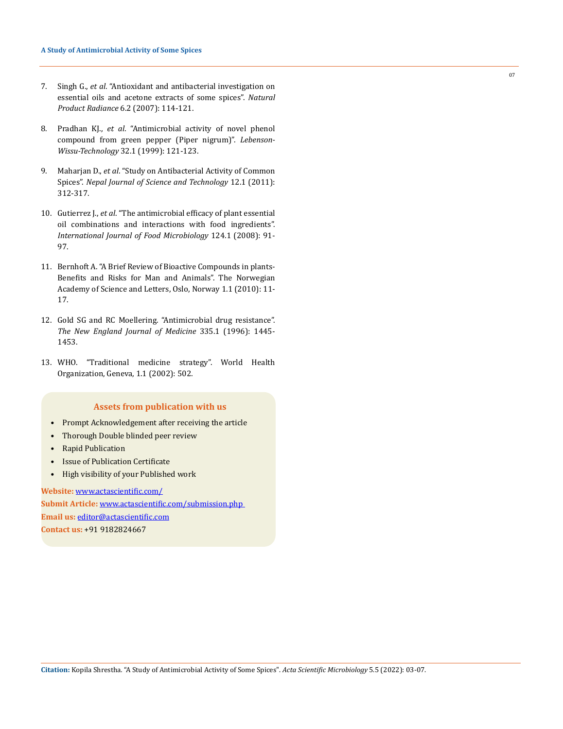7. Singh G., *et al*. "Antioxidant and antibacterial investigation on essential oils and acetone extracts of some spices". *Natural Product Radiance* 6.2 (2007): 114-121.

8. Pradhan KJ., *et al*. "Antimicrobial activity of novel phenol compound from green pepper (Piper nigrum)". *Lebenson-Wissu-Technology* 32.1 (1999): 121-123.

9. Maharjan D., *et al*. "Study on Antibacterial Activity of Common Spices". *Nepal Journal of Science and Technology* 12.1 (2011): 312-317.

10. Gutierrez J., *et al*. "The antimicrobial efficacy of plant essential oil combinations and interactions with food ingredients". *International Journal of Food Microbiology* 124.1 (2008): 91-97.

11. Bernhoft A. "A Brief Review of Bioactive Compounds in plants- Benefits and Risks for Man and Animals". The Norwegian Academy of Science and Letters, Oslo, Norway 1.1 (2010): 11-17.

12. Gold SG and RC Moellering. "Antimicrobial drug resistance". *The New England Journal of Medicine* 335.1 (1996): 1445-1453.

13. WHO. "Traditional medicine strategy". World Health Organization, Geneva, 1.1 (2002): 502.

**Assets from publication with us**

- Prompt Acknowledgement after receiving the article
- Thorough Double blinded peer review
- Rapid Publication
- Issue of Publication Certificate
- High visibility of your Published work

**Website:** www.actascientific.com/
**Submit Article:** www.actascientific.com/submission.php
**Email us:** editor@actascientific.com
**Contact us:** +91 9182824667